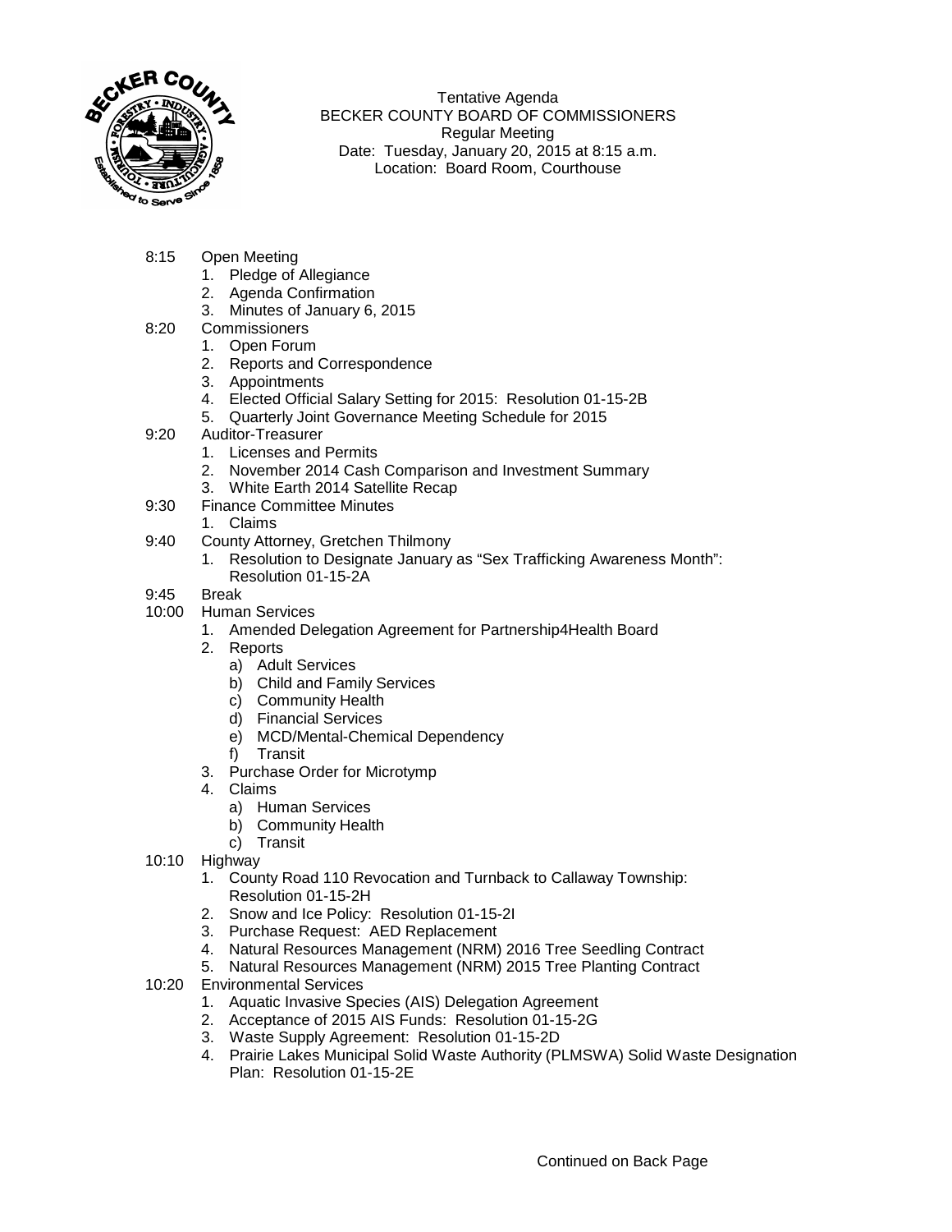Tentative Agenda
BECKER COUNTY BOARD OF COMMISSIONERS
Regular Meeting
Date: Tuesday, January 20, 2015 at 8:15 a.m.
Location: Board Room, Courthouse

8:15 Open Meeting
1. Pledge of Allegiance
2. Agenda Confirmation
3. Minutes of January 6, 2015

8:20 Commissioners
1. Open Forum
2. Reports and Correspondence
3. Appointments
4. Elected Official Salary Setting for 2015: Resolution 01-15-2B
5. Quarterly Joint Governance Meeting Schedule for 2015

9:20 Auditor-Treasurer
1. Licenses and Permits
2. November 2014 Cash Comparison and Investment Summary
3. White Earth 2014 Satellite Recap

9:30 Finance Committee Minutes
1. Claims

9:40 County Attorney, Gretchen Thilmony
1. Resolution to Designate January as "Sex Trafficking Awareness Month": Resolution 01-15-2A

9:45 Break

10:00 Human Services
1. Amended Delegation Agreement for Partnership4Health Board
2. Reports
   a) Adult Services
   b) Child and Family Services
   c) Community Health
   d) Financial Services
   e) MCD/Mental-Chemical Dependency
   f) Transit
3. Purchase Order for Microtymp
4. Claims
   a) Human Services
   b) Community Health
   c) Transit

10:10 Highway
1. County Road 110 Revocation and Turnback to Callaway Township: Resolution 01-15-2H
2. Snow and Ice Policy: Resolution 01-15-2I
3. Purchase Request: AED Replacement
4. Natural Resources Management (NRM) 2016 Tree Seedling Contract
5. Natural Resources Management (NRM) 2015 Tree Planting Contract

10:20 Environmental Services
1. Aquatic Invasive Species (AIS) Delegation Agreement
2. Acceptance of 2015 AIS Funds: Resolution 01-15-2G
3. Waste Supply Agreement: Resolution 01-15-2D
4. Prairie Lakes Municipal Solid Waste Authority (PLMSWA) Solid Waste Designation Plan: Resolution 01-15-2E

Continued on Back Page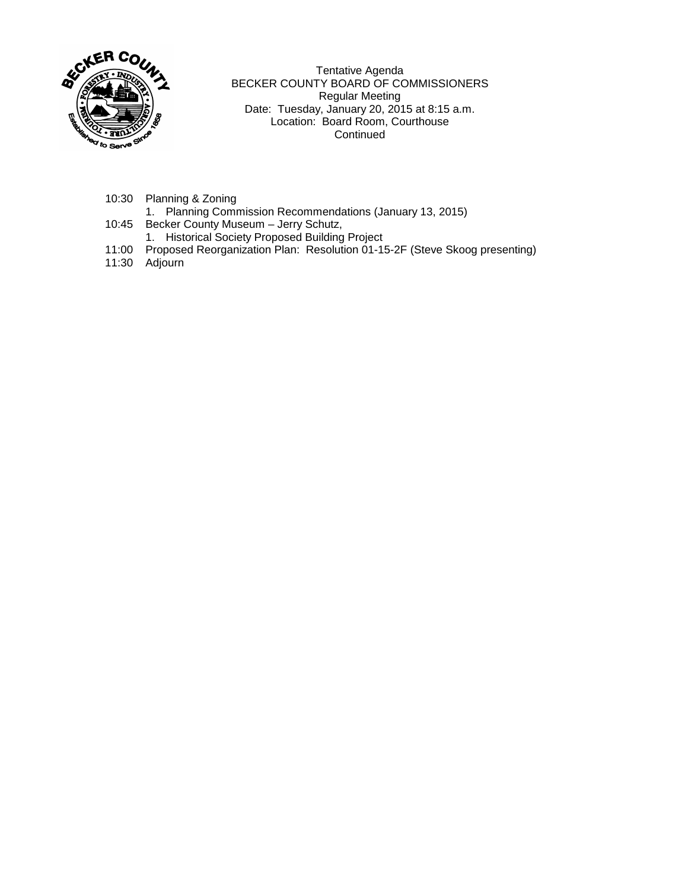Tentative Agenda
BECKER COUNTY BOARD OF COMMISSIONERS
Regular Meeting
Date: Tuesday, January 20, 2015 at 8:15 a.m.
Location: Board Room, Courthouse
Continued

10:30 Planning & Zoning
1. Planning Commission Recommendations (January 13, 2015)

10:45 Becker County Museum – Jerry Schutz,
1. Historical Society Proposed Building Project

11:00 Proposed Reorganization Plan: Resolution 01-15-2F (Steve Skoog presenting)

11:30 Adjourn